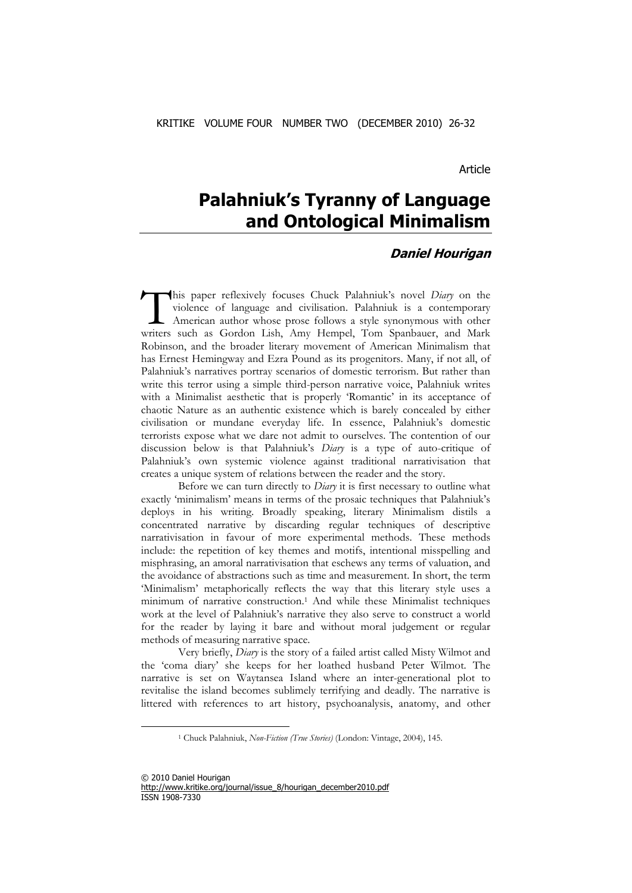Article

# Palahniuk's Tyranny of Language and Ontological Minimalism

***Daniel Hourigan***

This paper reflexively focuses Chuck Palahniuk's novel *Diary* on the violence of language and civilisation. Palahniuk is a contemporary American author whose prose follows a style synonymous with other writers such as Gordon Lish, Amy Hempel, Tom Spanbauer, and Mark Robinson, and the broader literary movement of American Minimalism that has Ernest Hemingway and Ezra Pound as its progenitors. Many, if not all, of Palahniuk's narratives portray scenarios of domestic terrorism. But rather than write this terror using a simple third-person narrative voice, Palahniuk writes with a Minimalist aesthetic that is properly 'Romantic' in its acceptance of chaotic Nature as an authentic existence which is barely concealed by either civilisation or mundane everyday life. In essence, Palahniuk's domestic terrorists expose what we dare not admit to ourselves. The contention of our discussion below is that Palahniuk's *Diary* is a type of auto-critique of Palahniuk's own systemic violence against traditional narrativisation that creates a unique system of relations between the reader and the story.

Before we can turn directly to *Diary* it is first necessary to outline what exactly 'minimalism' means in terms of the prosaic techniques that Palahniuk's deploys in his writing. Broadly speaking, literary Minimalism distils a concentrated narrative by discarding regular techniques of descriptive narrativisation in favour of more experimental methods. These methods include: the repetition of key themes and motifs, intentional misspelling and misphrasing, an amoral narrativisation that eschews any terms of valuation, and the avoidance of abstractions such as time and measurement. In short, the term 'Minimalism' metaphorically reflects the way that this literary style uses a minimum of narrative construction.[1] And while these Minimalist techniques work at the level of Palahniuk's narrative they also serve to construct a world for the reader by laying it bare and without moral judgement or regular methods of measuring narrative space.

Very briefly, *Diary* is the story of a failed artist called Misty Wilmot and the 'coma diary' she keeps for her loathed husband Peter Wilmot. The narrative is set on Waytansea Island where an inter-generational plot to revitalise the island becomes sublimely terrifying and deadly. The narrative is littered with references to art history, psychoanalysis, anatomy, and other

[1] Chuck Palahniuk, *Non-Fiction (True Stories)* (London: Vintage, 2004), 145.

© 2010 Daniel Hourigan
http://www.kritike.org/journal/issue_8/hourigan_december2010.pdf
ISSN 1908-7330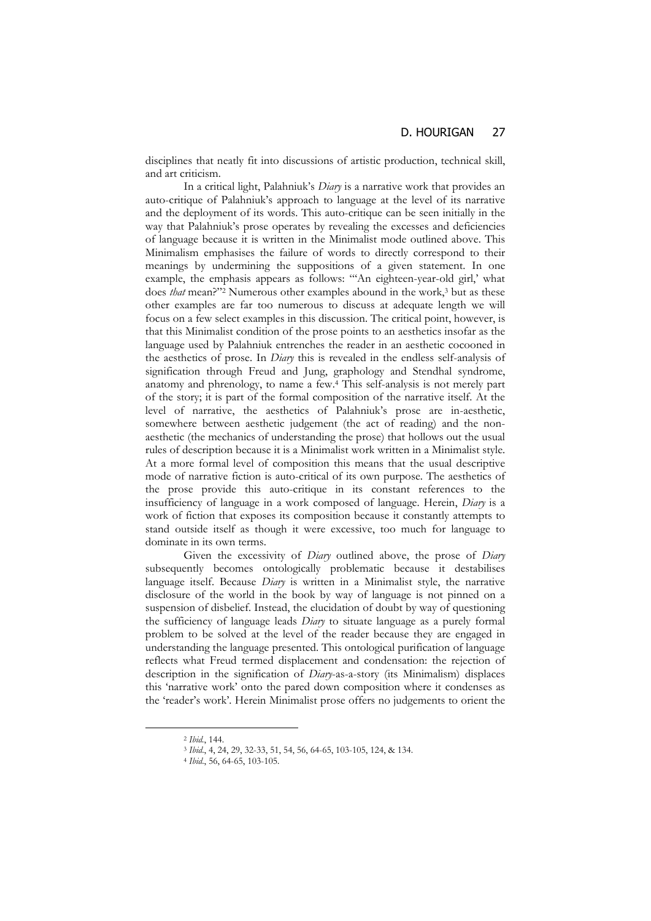disciplines that neatly fit into discussions of artistic production, technical skill, and art criticism.

In a critical light, Palahniuk's *Diary* is a narrative work that provides an auto-critique of Palahniuk's approach to language at the level of its narrative and the deployment of its words. This auto-critique can be seen initially in the way that Palahniuk's prose operates by revealing the excesses and deficiencies of language because it is written in the Minimalist mode outlined above. This Minimalism emphasises the failure of words to directly correspond to their meanings by undermining the suppositions of a given statement. In one example, the emphasis appears as follows: "'An eighteen-year-old girl,' what does *that* mean?"[2] Numerous other examples abound in the work,[3] but as these other examples are far too numerous to discuss at adequate length we will focus on a few select examples in this discussion. The critical point, however, is that this Minimalist condition of the prose points to an aesthetics insofar as the language used by Palahniuk entrenches the reader in an aesthetic cocooned in the aesthetics of prose. In *Diary* this is revealed in the endless self-analysis of signification through Freud and Jung, graphology and Stendhal syndrome, anatomy and phrenology, to name a few.[4] This self-analysis is not merely part of the story; it is part of the formal composition of the narrative itself. At the level of narrative, the aesthetics of Palahniuk's prose are in-aesthetic, somewhere between aesthetic judgement (the act of reading) and the non-aesthetic (the mechanics of understanding the prose) that hollows out the usual rules of description because it is a Minimalist work written in a Minimalist style. At a more formal level of composition this means that the usual descriptive mode of narrative fiction is auto-critical of its own purpose. The aesthetics of the prose provide this auto-critique in its constant references to the insufficiency of language in a work composed of language. Herein, *Diary* is a work of fiction that exposes its composition because it constantly attempts to stand outside itself as though it were excessive, too much for language to dominate in its own terms.

Given the excessivity of *Diary* outlined above, the prose of *Diary* subsequently becomes ontologically problematic because it destabilises language itself. Because *Diary* is written in a Minimalist style, the narrative disclosure of the world in the book by way of language is not pinned on a suspension of disbelief. Instead, the elucidation of doubt by way of questioning the sufficiency of language leads *Diary* to situate language as a purely formal problem to be solved at the level of the reader because they are engaged in understanding the language presented. This ontological purification of language reflects what Freud termed displacement and condensation: the rejection of description in the signification of *Diary*-as-a-story (its Minimalism) displaces this 'narrative work' onto the pared down composition where it condenses as the 'reader's work'. Herein Minimalist prose offers no judgements to orient the

---

[2] *Ibid.*, 144.

[3] *Ibid.*, 4, 24, 29, 32-33, 51, 54, 56, 64-65, 103-105, 124, & 134.

[4] *Ibid.*, 56, 64-65, 103-105.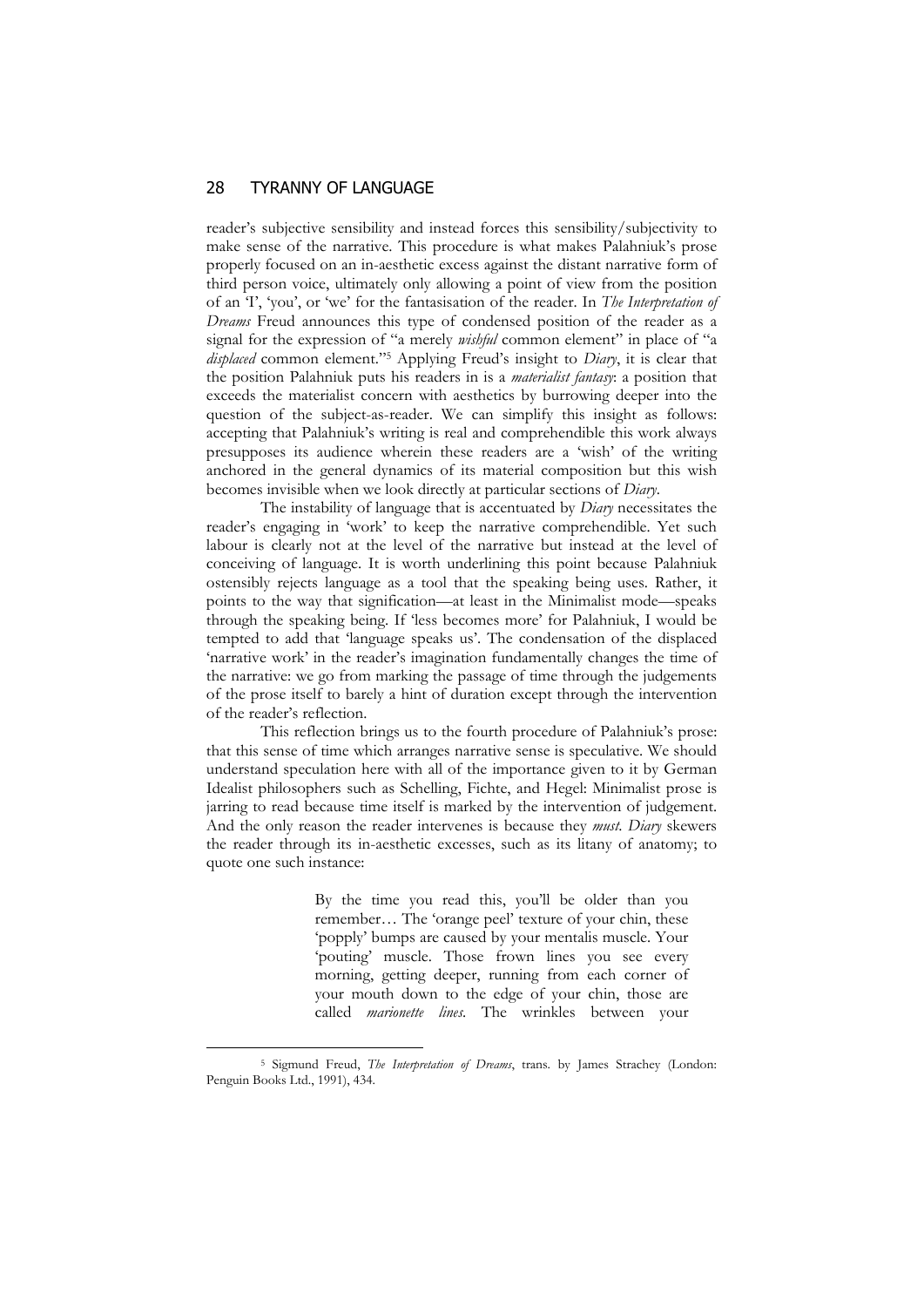reader's subjective sensibility and instead forces this sensibility/subjectivity to make sense of the narrative. This procedure is what makes Palahniuk's prose properly focused on an in-aesthetic excess against the distant narrative form of third person voice, ultimately only allowing a point of view from the position of an 'I', 'you', or 'we' for the fantasisation of the reader. In *The Interpretation of Dreams* Freud announces this type of condensed position of the reader as a signal for the expression of "a merely *wishful* common element" in place of "a *displaced* common element."[5] Applying Freud's insight to *Diary*, it is clear that the position Palahniuk puts his readers in is a *materialist fantasy*: a position that exceeds the materialist concern with aesthetics by burrowing deeper into the question of the subject-as-reader. We can simplify this insight as follows: accepting that Palahniuk's writing is real and comprehendible this work always presupposes its audience wherein these readers are a 'wish' of the writing anchored in the general dynamics of its material composition but this wish becomes invisible when we look directly at particular sections of *Diary*.

The instability of language that is accentuated by *Diary* necessitates the reader's engaging in 'work' to keep the narrative comprehendible. Yet such labour is clearly not at the level of the narrative but instead at the level of conceiving of language. It is worth underlining this point because Palahniuk ostensibly rejects language as a tool that the speaking being uses. Rather, it points to the way that signification—at least in the Minimalist mode—speaks through the speaking being. If 'less becomes more' for Palahniuk, I would be tempted to add that 'language speaks us'. The condensation of the displaced 'narrative work' in the reader's imagination fundamentally changes the time of the narrative: we go from marking the passage of time through the judgements of the prose itself to barely a hint of duration except through the intervention of the reader's reflection.

This reflection brings us to the fourth procedure of Palahniuk's prose: that this sense of time which arranges narrative sense is speculative. We should understand speculation here with all of the importance given to it by German Idealist philosophers such as Schelling, Fichte, and Hegel: Minimalist prose is jarring to read because time itself is marked by the intervention of judgement. And the only reason the reader intervenes is because they *must*. *Diary* skewers the reader through its in-aesthetic excesses, such as its litany of anatomy; to quote one such instance:

> By the time you read this, you'll be older than you remember… The 'orange peel' texture of your chin, these 'popply' bumps are caused by your mentalis muscle. Your 'pouting' muscle. Those frown lines you see every morning, getting deeper, running from each corner of your mouth down to the edge of your chin, those are called *marionette lines*. The wrinkles between your

[5] Sigmund Freud, *The Interpretation of Dreams*, trans. by James Strachey (London: Penguin Books Ltd., 1991), 434.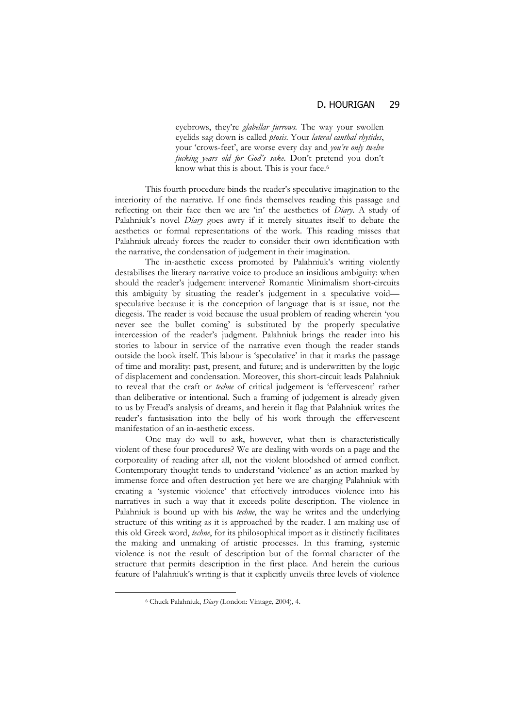> eyebrows, they're *glabellar furrows*. The way your swollen eyelids sag down is called *ptosis*. Your *lateral canthal rhytides*, your 'crows-feet', are worse every day and *you're only twelve fucking years old for God's sake*. Don't pretend you don't know what this is about. This is your face.[6]

This fourth procedure binds the reader's speculative imagination to the interiority of the narrative. If one finds themselves reading this passage and reflecting on their face then we are 'in' the aesthetics of *Diary*. A study of Palahniuk's novel *Diary* goes awry if it merely situates itself to debate the aesthetics or formal representations of the work. This reading misses that Palahniuk already forces the reader to consider their own identification with the narrative, the condensation of judgement in their imagination.

The in-aesthetic excess promoted by Palahniuk's writing violently destabilises the literary narrative voice to produce an insidious ambiguity: when should the reader's judgement intervene? Romantic Minimalism short-circuits this ambiguity by situating the reader's judgement in a speculative void—speculative because it is the conception of language that is at issue, not the diegesis. The reader is void because the usual problem of reading wherein 'you never see the bullet coming' is substituted by the properly speculative intercession of the reader's judgment. Palahniuk brings the reader into his stories to labour in service of the narrative even though the reader stands outside the book itself. This labour is 'speculative' in that it marks the passage of time and morality: past, present, and future; and is underwritten by the logic of displacement and condensation. Moreover, this short-circuit leads Palahniuk to reveal that the craft or *techne* of critical judgement is 'effervescent' rather than deliberative or intentional. Such a framing of judgement is already given to us by Freud's analysis of dreams, and herein it flag that Palahniuk writes the reader's fantasisation into the belly of his work through the effervescent manifestation of an in-aesthetic excess.

One may do well to ask, however, what then is characteristically violent of these four procedures? We are dealing with words on a page and the corporeality of reading after all, not the violent bloodshed of armed conflict. Contemporary thought tends to understand 'violence' as an action marked by immense force and often destruction yet here we are charging Palahniuk with creating a 'systemic violence' that effectively introduces violence into his narratives in such a way that it exceeds polite description. The violence in Palahniuk is bound up with his *techne*, the way he writes and the underlying structure of this writing as it is approached by the reader. I am making use of this old Greek word, *techne*, for its philosophical import as it distinctly facilitates the making and unmaking of artistic processes. In this framing, systemic violence is not the result of description but of the formal character of the structure that permits description in the first place. And herein the curious feature of Palahniuk's writing is that it explicitly unveils three levels of violence

[6] Chuck Palahniuk, *Diary* (London: Vintage, 2004), 4.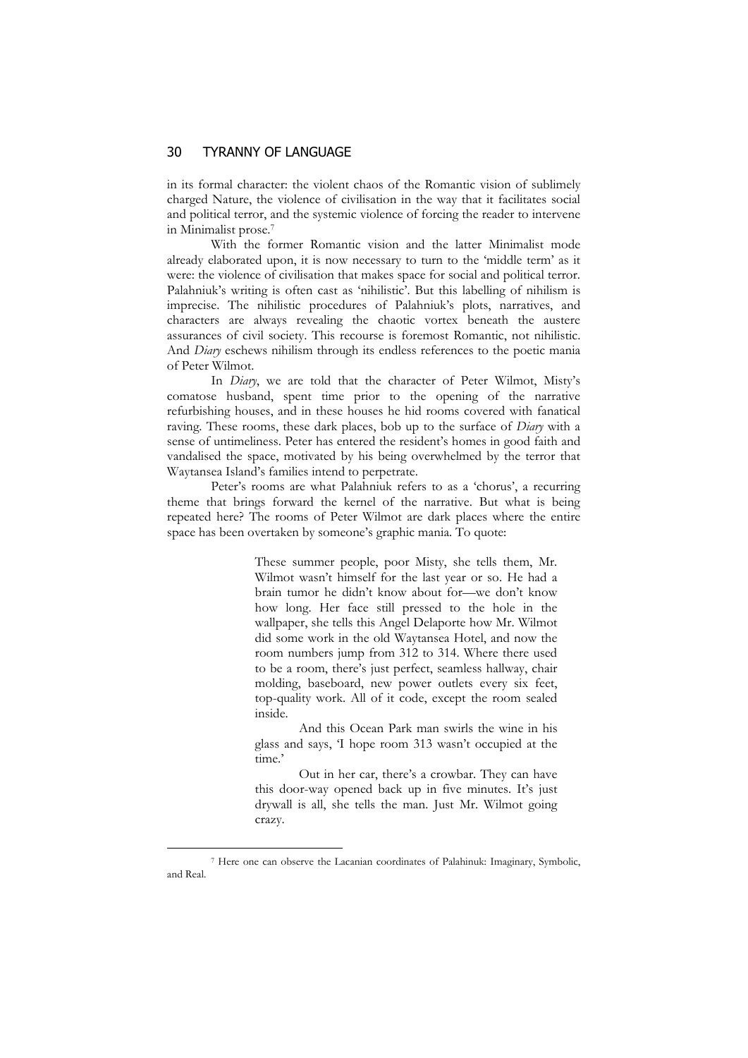in its formal character: the violent chaos of the Romantic vision of sublimely charged Nature, the violence of civilisation in the way that it facilitates social and political terror, and the systemic violence of forcing the reader to intervene in Minimalist prose.[7]

With the former Romantic vision and the latter Minimalist mode already elaborated upon, it is now necessary to turn to the 'middle term' as it were: the violence of civilisation that makes space for social and political terror. Palahniuk's writing is often cast as 'nihilistic'. But this labelling of nihilism is imprecise. The nihilistic procedures of Palahniuk's plots, narratives, and characters are always revealing the chaotic vortex beneath the austere assurances of civil society. This recourse is foremost Romantic, not nihilistic. And *Diary* eschews nihilism through its endless references to the poetic mania of Peter Wilmot.

In *Diary*, we are told that the character of Peter Wilmot, Misty's comatose husband, spent time prior to the opening of the narrative refurbishing houses, and in these houses he hid rooms covered with fanatical raving. These rooms, these dark places, bob up to the surface of *Diary* with a sense of untimeliness. Peter has entered the resident's homes in good faith and vandalised the space, motivated by his being overwhelmed by the terror that Waytansea Island's families intend to perpetrate.

Peter's rooms are what Palahniuk refers to as a 'chorus', a recurring theme that brings forward the kernel of the narrative. But what is being repeated here? The rooms of Peter Wilmot are dark places where the entire space has been overtaken by someone's graphic mania. To quote:

> These summer people, poor Misty, she tells them, Mr. Wilmot wasn't himself for the last year or so. He had a brain tumor he didn't know about for—we don't know how long. Her face still pressed to the hole in the wallpaper, she tells this Angel Delaporte how Mr. Wilmot did some work in the old Waytansea Hotel, and now the room numbers jump from 312 to 314. Where there used to be a room, there's just perfect, seamless hallway, chair molding, baseboard, new power outlets every six feet, top-quality work. All of it code, except the room sealed inside.
>
> And this Ocean Park man swirls the wine in his glass and says, 'I hope room 313 wasn't occupied at the time.'
>
> Out in her car, there's a crowbar. They can have this door-way opened back up in five minutes. It's just drywall is all, she tells the man. Just Mr. Wilmot going crazy.

---

[7] Here one can observe the Lacanian coordinates of Palahinuk: Imaginary, Symbolic, and Real.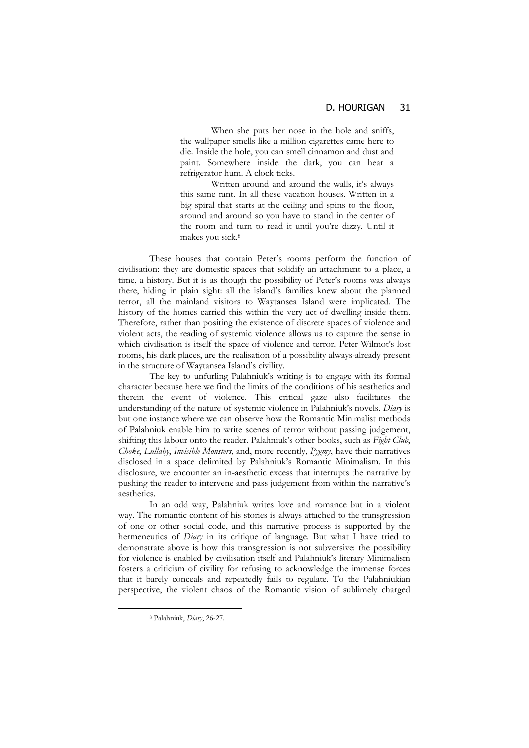> When she puts her nose in the hole and sniffs, the wallpaper smells like a million cigarettes came here to die. Inside the hole, you can smell cinnamon and dust and paint. Somewhere inside the dark, you can hear a refrigerator hum. A clock ticks.
>
> Written around and around the walls, it's always this same rant. In all these vacation houses. Written in a big spiral that starts at the ceiling and spins to the floor, around and around so you have to stand in the center of the room and turn to read it until you're dizzy. Until it makes you sick.[8]

These houses that contain Peter's rooms perform the function of civilisation: they are domestic spaces that solidify an attachment to a place, a time, a history. But it is as though the possibility of Peter's rooms was always there, hiding in plain sight: all the island's families knew about the planned terror, all the mainland visitors to Waytansea Island were implicated. The history of the homes carried this within the very act of dwelling inside them. Therefore, rather than positing the existence of discrete spaces of violence and violent acts, the reading of systemic violence allows us to capture the sense in which civilisation is itself the space of violence and terror. Peter Wilmot's lost rooms, his dark places, are the realisation of a possibility always-already present in the structure of Waytansea Island's civility.

The key to unfurling Palahniuk's writing is to engage with its formal character because here we find the limits of the conditions of his aesthetics and therein the event of violence. This critical gaze also facilitates the understanding of the nature of systemic violence in Palahniuk's novels. *Diary* is but one instance where we can observe how the Romantic Minimalist methods of Palahniuk enable him to write scenes of terror without passing judgement, shifting this labour onto the reader. Palahniuk's other books, such as *Fight Club*, *Choke*, *Lullaby*, *Invisible Monsters*, and, more recently, *Pygmy*, have their narratives disclosed in a space delimited by Palahniuk's Romantic Minimalism. In this disclosure, we encounter an in-aesthetic excess that interrupts the narrative by pushing the reader to intervene and pass judgement from within the narrative's aesthetics.

In an odd way, Palahniuk writes love and romance but in a violent way. The romantic content of his stories is always attached to the transgression of one or other social code, and this narrative process is supported by the hermeneutics of *Diary* in its critique of language. But what I have tried to demonstrate above is how this transgression is not subversive: the possibility for violence is enabled by civilisation itself and Palahniuk's literary Minimalism fosters a criticism of civility for refusing to acknowledge the immense forces that it barely conceals and repeatedly fails to regulate. To the Palahniukian perspective, the violent chaos of the Romantic vision of sublimely charged

---

[8] Palahniuk, *Diary*, 26-27.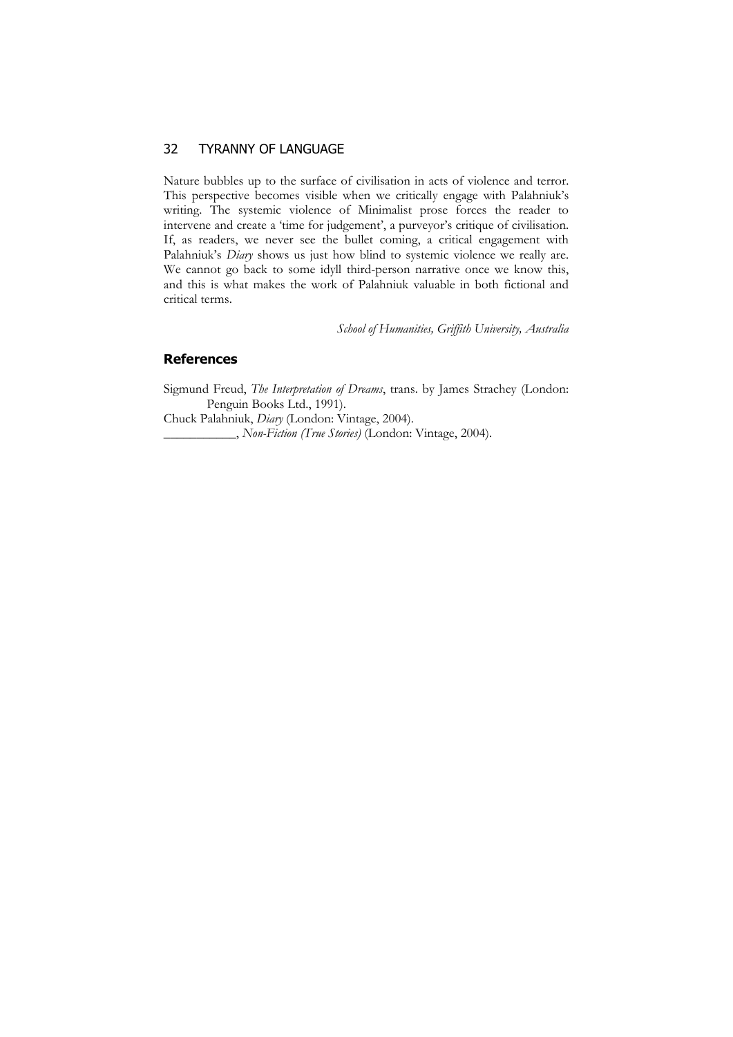Nature bubbles up to the surface of civilisation in acts of violence and terror. This perspective becomes visible when we critically engage with Palahniuk's writing. The systemic violence of Minimalist prose forces the reader to intervene and create a 'time for judgement', a purveyor's critique of civilisation. If, as readers, we never see the bullet coming, a critical engagement with Palahniuk's *Diary* shows us just how blind to systemic violence we really are. We cannot go back to some idyll third-person narrative once we know this, and this is what makes the work of Palahniuk valuable in both fictional and critical terms.

*School of Humanities, Griffith University, Australia*

## References

Sigmund Freud, *The Interpretation of Dreams*, trans. by James Strachey (London: Penguin Books Ltd., 1991).

Chuck Palahniuk, *Diary* (London: Vintage, 2004).

___________, *Non-Fiction (True Stories)* (London: Vintage, 2004).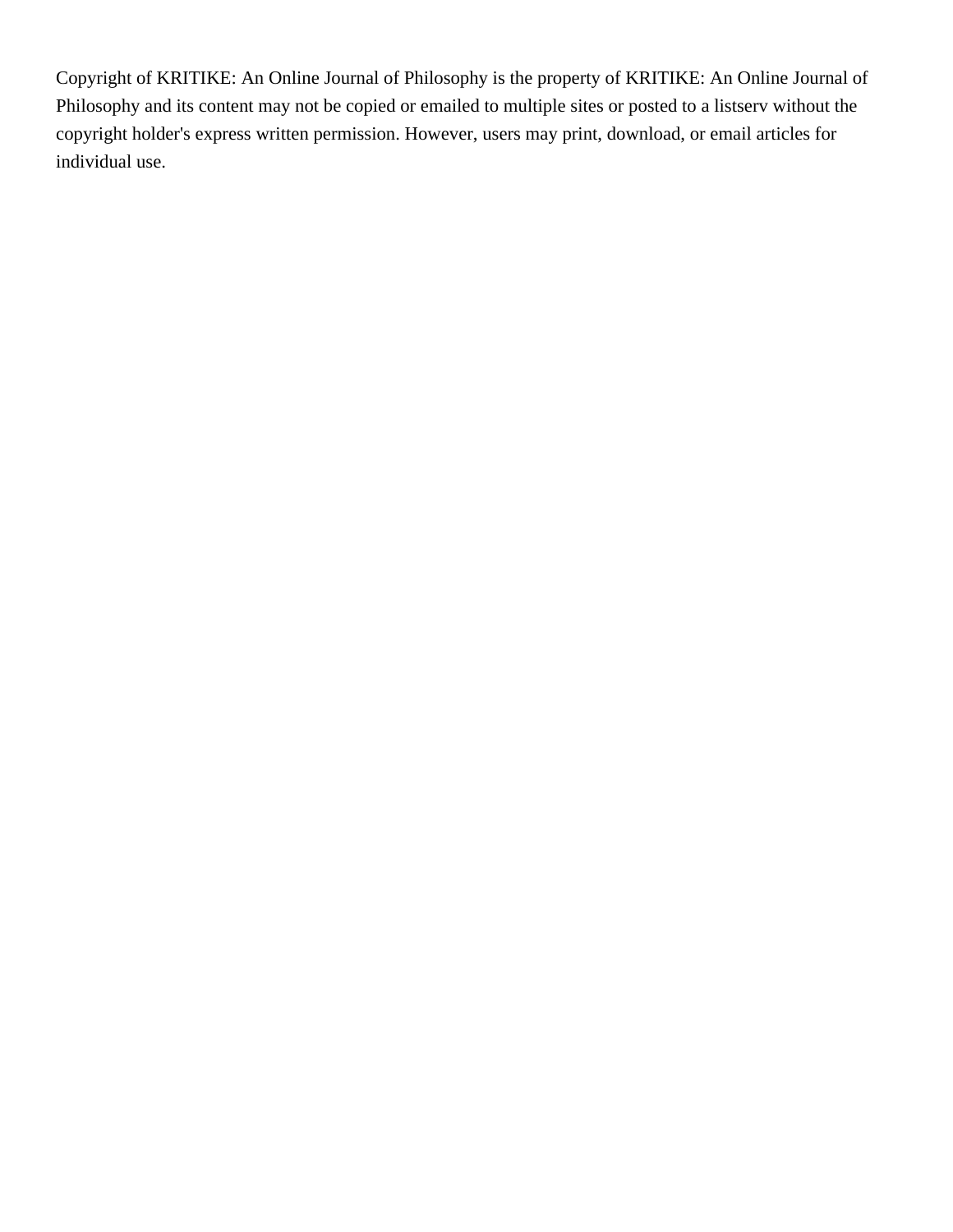Copyright of KRITIKE: An Online Journal of Philosophy is the property of KRITIKE: An Online Journal of Philosophy and its content may not be copied or emailed to multiple sites or posted to a listserv without the copyright holder's express written permission. However, users may print, download, or email articles for individual use.